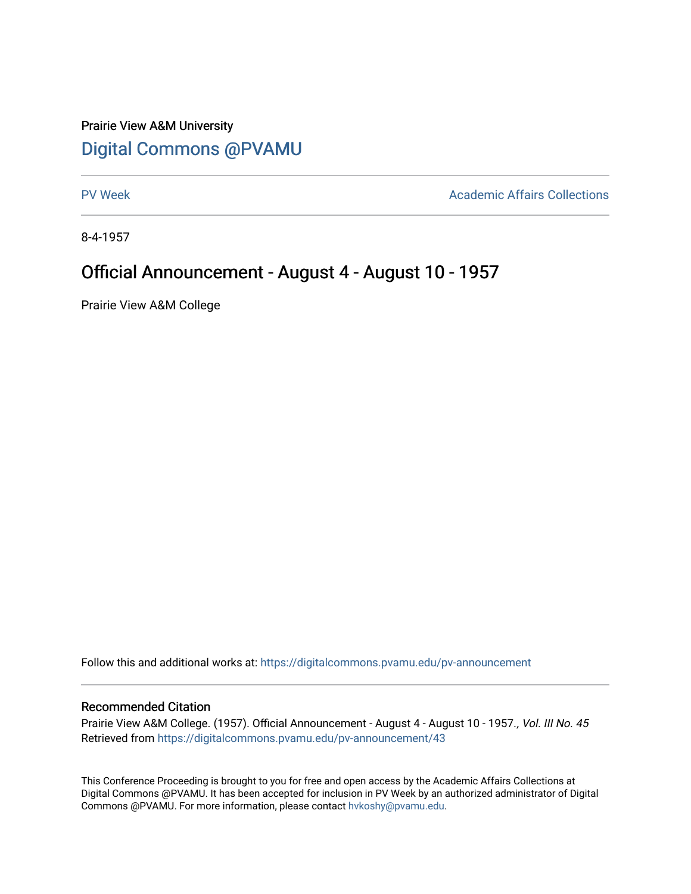Prairie View A&M University

# Digital Commons @PVAMU

PV Week | Academic Affairs Collections

8-4-1957

# Official Announcement - August 4 - August 10 - 1957

Prairie View A&M College

Follow this and additional works at: https://digitalcommons.pvamu.edu/pv-announcement

## Recommended Citation

Prairie View A&M College. (1957). Official Announcement - August 4 - August 10 - 1957., *Vol. III No. 45*
Retrieved from https://digitalcommons.pvamu.edu/pv-announcement/43

This Conference Proceeding is brought to you for free and open access by the Academic Affairs Collections at Digital Commons @PVAMU. It has been accepted for inclusion in PV Week by an authorized administrator of Digital Commons @PVAMU. For more information, please contact hvkoshy@pvamu.edu.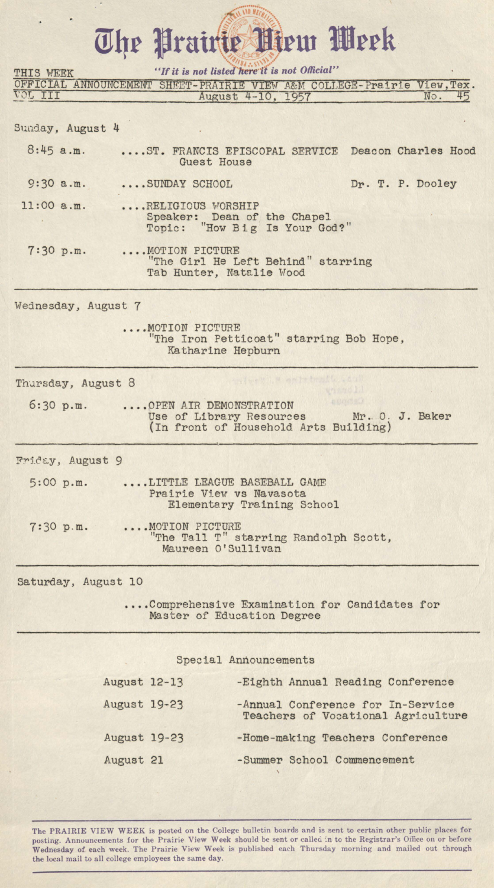# The Prairie View Week

THIS WEEK — *"If it is not listed here it is not Official"*

OFFICIAL ANNOUNCEMENT SHEET-PRAIRIE VIEW A&M COLLEGE-Prairie View, Tex.

VOL III — August 4-10, 1957 — No. 45

---

**Sunday, August 4**

8:45 a.m. ....ST. FRANCIS EPISCOPAL SERVICE — Deacon Charles Hood
Guest House

9:30 a.m. ....SUNDAY SCHOOL — Dr. T. P. Dooley

11:00 a.m. ....RELIGIOUS WORSHIP
Speaker: Dean of the Chapel
Topic: "How Big Is Your God?"

7:30 p.m. ....MOTION PICTURE
"The Girl He Left Behind" starring Tab Hunter, Natalie Wood

---

**Wednesday, August 7**

....MOTION PICTURE
"The Iron Petticoat" starring Bob Hope, Katharine Hepburn

---

**Thursday, August 8**

6:30 p.m. ....OPEN AIR DEMONSTRATION
Use of Library Resources — Mr. O. J. Baker
(In front of Household Arts Building)

---

**Friday, August 9**

5:00 p.m. ....LITTLE LEAGUE BASEBALL GAME
Prairie View vs Navasota Elementary Training School

7:30 p.m. ....MOTION PICTURE
"The Tall T" starring Randolph Scott, Maureen O'Sullivan

---

**Saturday, August 10**

....Comprehensive Examination for Candidates for Master of Education Degree

---

## Special Announcements

| | |
|---|---|
| August 12-13 | -Eighth Annual Reading Conference |
| August 19-23 | -Annual Conference for In-Service Teachers of Vocational Agriculture |
| August 19-23 | -Home-making Teachers Conference |
| August 21 | -Summer School Commencement |

---

The PRAIRIE VIEW WEEK is posted on the College bulletin boards and is sent to certain other public places for posting. Announcements for the Prairie View Week should be sent or called in to the Registrar's Office on or before Wednesday of each week. The Prairie View Week is published each Thursday morning and mailed out through the local mail to all college employees the same day.